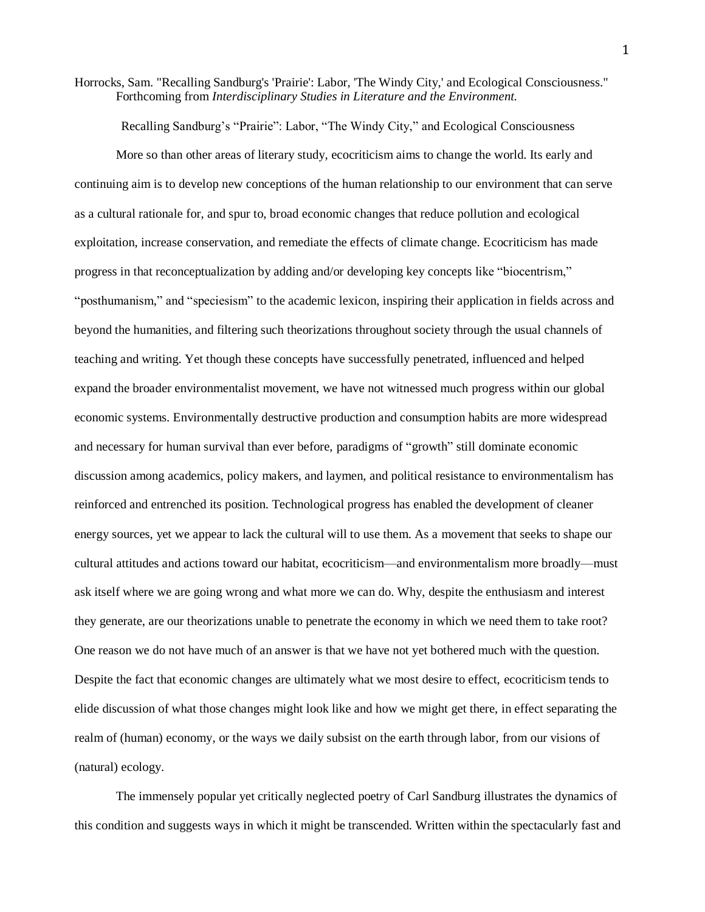Horrocks, Sam. "Recalling Sandburg's 'Prairie': Labor, 'The Windy City,' and Ecological Consciousness." Forthcoming from *Interdisciplinary Studies in Literature and the Environment.*

# Recalling Sandburg's "Prairie": Labor, "The Windy City," and Ecological Consciousness

More so than other areas of literary study, ecocriticism aims to change the world. Its early and continuing aim is to develop new conceptions of the human relationship to our environment that can serve as a cultural rationale for, and spur to, broad economic changes that reduce pollution and ecological exploitation, increase conservation, and remediate the effects of climate change. Ecocriticism has made progress in that reconceptualization by adding and/or developing key concepts like "biocentrism," "posthumanism," and "speciesism" to the academic lexicon, inspiring their application in fields across and beyond the humanities, and filtering such theorizations throughout society through the usual channels of teaching and writing. Yet though these concepts have successfully penetrated, influenced and helped expand the broader environmentalist movement, we have not witnessed much progress within our global economic systems. Environmentally destructive production and consumption habits are more widespread and necessary for human survival than ever before, paradigms of "growth" still dominate economic discussion among academics, policy makers, and laymen, and political resistance to environmentalism has reinforced and entrenched its position. Technological progress has enabled the development of cleaner energy sources, yet we appear to lack the cultural will to use them. As a movement that seeks to shape our cultural attitudes and actions toward our habitat, ecocriticism—and environmentalism more broadly—must ask itself where we are going wrong and what more we can do. Why, despite the enthusiasm and interest they generate, are our theorizations unable to penetrate the economy in which we need them to take root? One reason we do not have much of an answer is that we have not yet bothered much with the question. Despite the fact that economic changes are ultimately what we most desire to effect, ecocriticism tends to elide discussion of what those changes might look like and how we might get there, in effect separating the realm of (human) economy, or the ways we daily subsist on the earth through labor, from our visions of (natural) ecology.

The immensely popular yet critically neglected poetry of Carl Sandburg illustrates the dynamics of this condition and suggests ways in which it might be transcended. Written within the spectacularly fast and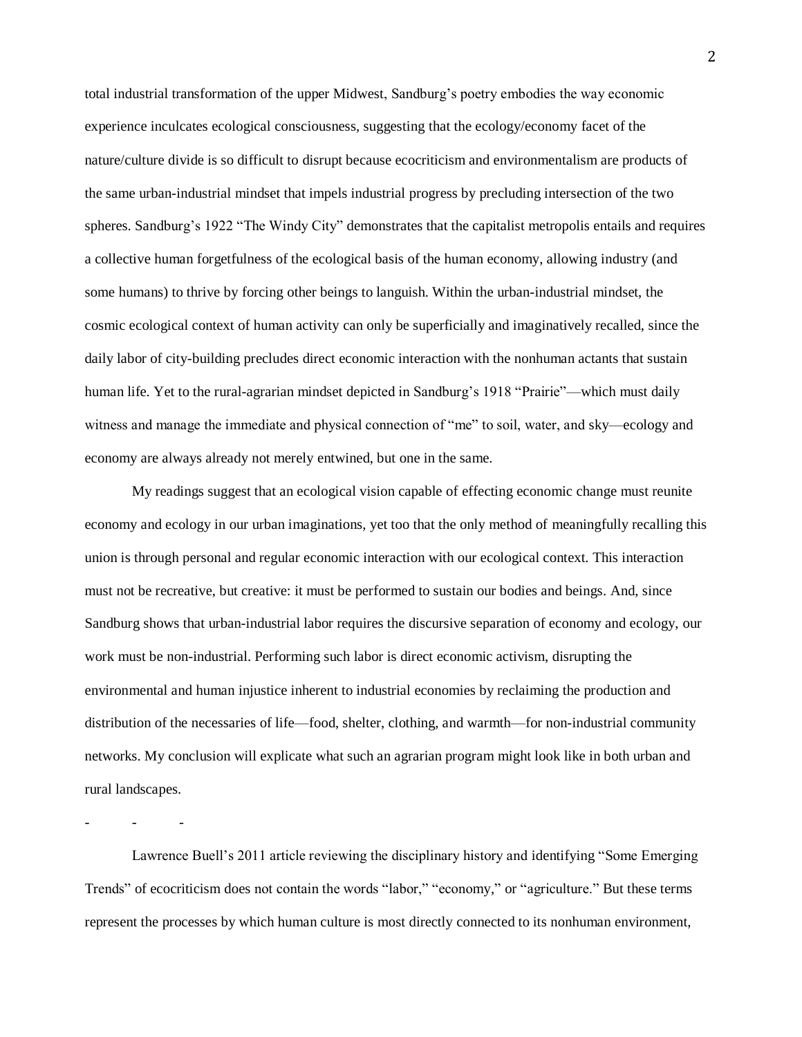total industrial transformation of the upper Midwest, Sandburg's poetry embodies the way economic experience inculcates ecological consciousness, suggesting that the ecology/economy facet of the nature/culture divide is so difficult to disrupt because ecocriticism and environmentalism are products of the same urban-industrial mindset that impels industrial progress by precluding intersection of the two spheres. Sandburg's 1922 "The Windy City" demonstrates that the capitalist metropolis entails and requires a collective human forgetfulness of the ecological basis of the human economy, allowing industry (and some humans) to thrive by forcing other beings to languish. Within the urban-industrial mindset, the cosmic ecological context of human activity can only be superficially and imaginatively recalled, since the daily labor of city-building precludes direct economic interaction with the nonhuman actants that sustain human life. Yet to the rural-agrarian mindset depicted in Sandburg's 1918 "Prairie"—which must daily witness and manage the immediate and physical connection of "me" to soil, water, and sky—ecology and economy are always already not merely entwined, but one in the same.

My readings suggest that an ecological vision capable of effecting economic change must reunite economy and ecology in our urban imaginations, yet too that the only method of meaningfully recalling this union is through personal and regular economic interaction with our ecological context. This interaction must not be recreative, but creative: it must be performed to sustain our bodies and beings. And, since Sandburg shows that urban-industrial labor requires the discursive separation of economy and ecology, our work must be non-industrial. Performing such labor is direct economic activism, disrupting the environmental and human injustice inherent to industrial economies by reclaiming the production and distribution of the necessaries of life—food, shelter, clothing, and warmth—for non-industrial community networks. My conclusion will explicate what such an agrarian program might look like in both urban and rural landscapes.

- - -

Lawrence Buell's 2011 article reviewing the disciplinary history and identifying "Some Emerging Trends" of ecocriticism does not contain the words "labor," "economy," or "agriculture." But these terms represent the processes by which human culture is most directly connected to its nonhuman environment,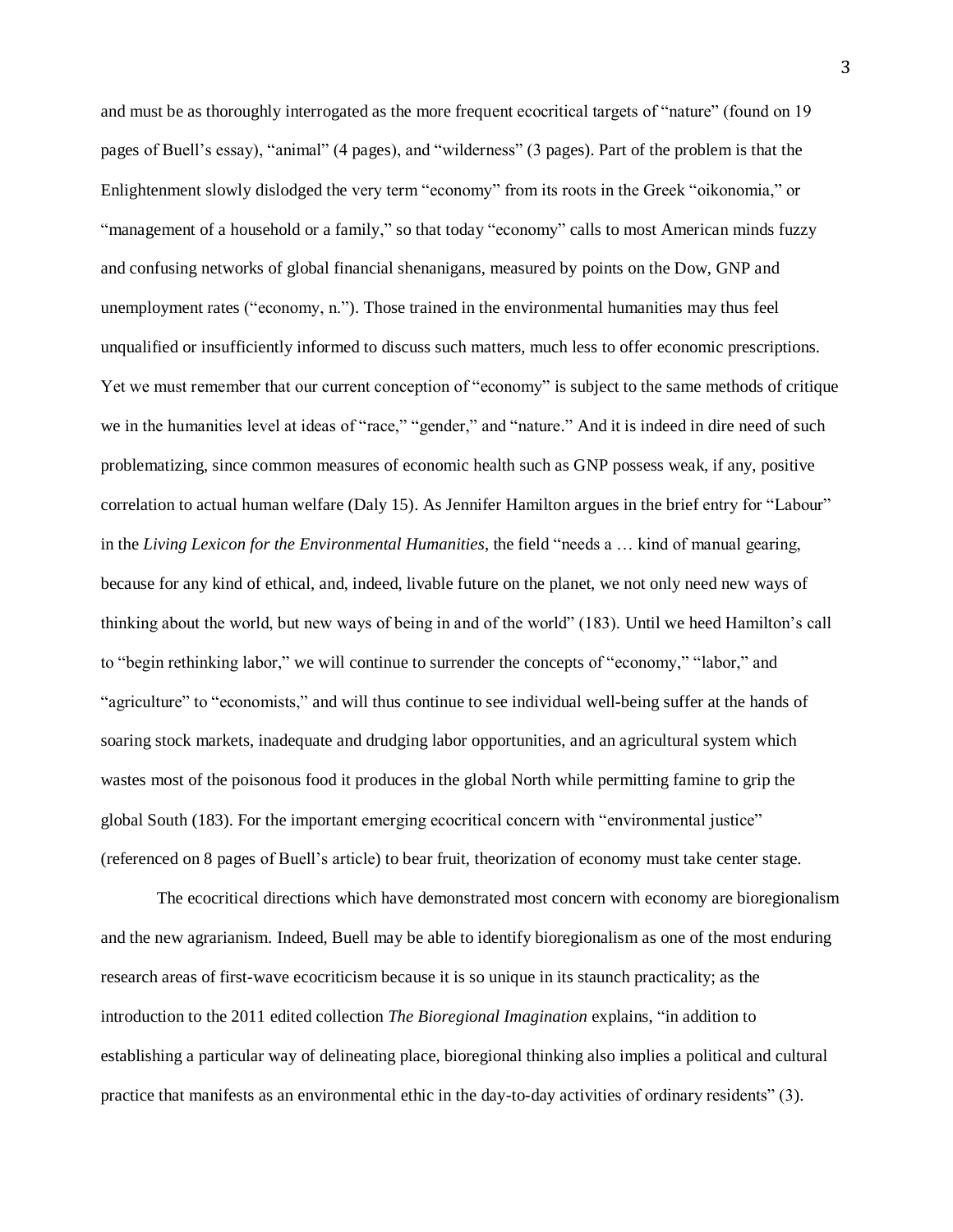and must be as thoroughly interrogated as the more frequent ecocritical targets of "nature" (found on 19 pages of Buell's essay), "animal" (4 pages), and "wilderness" (3 pages). Part of the problem is that the Enlightenment slowly dislodged the very term "economy" from its roots in the Greek "oikonomia," or "management of a household or a family," so that today "economy" calls to most American minds fuzzy and confusing networks of global financial shenanigans, measured by points on the Dow, GNP and unemployment rates ("economy, n."). Those trained in the environmental humanities may thus feel unqualified or insufficiently informed to discuss such matters, much less to offer economic prescriptions. Yet we must remember that our current conception of "economy" is subject to the same methods of critique we in the humanities level at ideas of "race," "gender," and "nature." And it is indeed in dire need of such problematizing, since common measures of economic health such as GNP possess weak, if any, positive correlation to actual human welfare (Daly 15). As Jennifer Hamilton argues in the brief entry for "Labour" in the *Living Lexicon for the Environmental Humanities*, the field "needs a … kind of manual gearing, because for any kind of ethical, and, indeed, livable future on the planet, we not only need new ways of thinking about the world, but new ways of being in and of the world" (183). Until we heed Hamilton's call to "begin rethinking labor," we will continue to surrender the concepts of "economy," "labor," and "agriculture" to "economists," and will thus continue to see individual well-being suffer at the hands of soaring stock markets, inadequate and drudging labor opportunities, and an agricultural system which wastes most of the poisonous food it produces in the global North while permitting famine to grip the global South (183). For the important emerging ecocritical concern with "environmental justice" (referenced on 8 pages of Buell's article) to bear fruit, theorization of economy must take center stage.

The ecocritical directions which have demonstrated most concern with economy are bioregionalism and the new agrarianism. Indeed, Buell may be able to identify bioregionalism as one of the most enduring research areas of first-wave ecocriticism because it is so unique in its staunch practicality; as the introduction to the 2011 edited collection *The Bioregional Imagination* explains, "in addition to establishing a particular way of delineating place, bioregional thinking also implies a political and cultural practice that manifests as an environmental ethic in the day-to-day activities of ordinary residents" (3).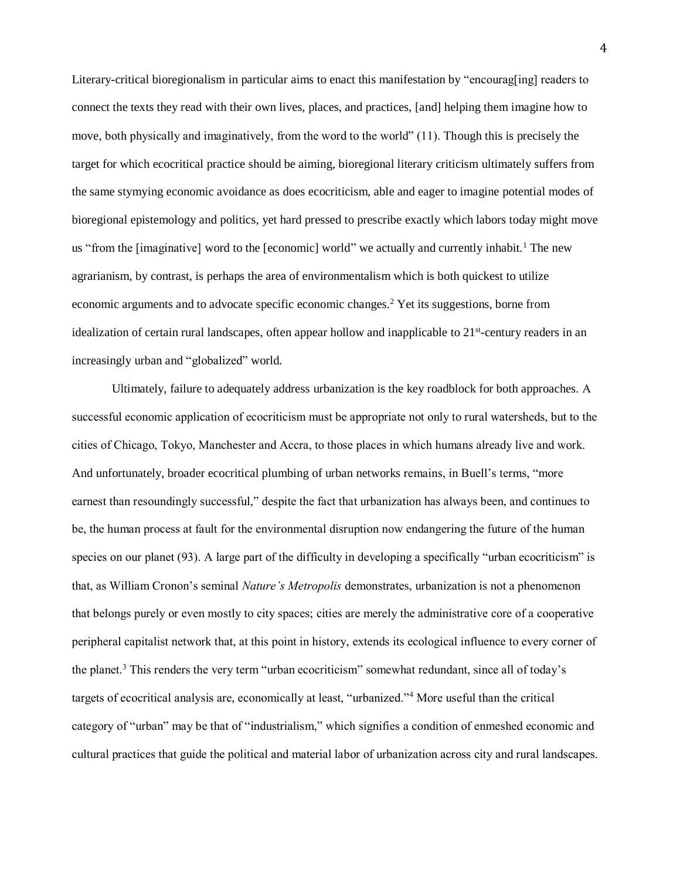Literary-critical bioregionalism in particular aims to enact this manifestation by "encourag[ing] readers to connect the texts they read with their own lives, places, and practices, [and] helping them imagine how to move, both physically and imaginatively, from the word to the world" (11). Though this is precisely the target for which ecocritical practice should be aiming, bioregional literary criticism ultimately suffers from the same stymying economic avoidance as does ecocriticism, able and eager to imagine potential modes of bioregional epistemology and politics, yet hard pressed to prescribe exactly which labors today might move us "from the [imaginative] word to the [economic] world" we actually and currently inhabit.[1] The new agrarianism, by contrast, is perhaps the area of environmentalism which is both quickest to utilize economic arguments and to advocate specific economic changes.[2] Yet its suggestions, borne from idealization of certain rural landscapes, often appear hollow and inapplicable to 21st-century readers in an increasingly urban and "globalized" world.

Ultimately, failure to adequately address urbanization is the key roadblock for both approaches. A successful economic application of ecocriticism must be appropriate not only to rural watersheds, but to the cities of Chicago, Tokyo, Manchester and Accra, to those places in which humans already live and work. And unfortunately, broader ecocritical plumbing of urban networks remains, in Buell's terms, "more earnest than resoundingly successful," despite the fact that urbanization has always been, and continues to be, the human process at fault for the environmental disruption now endangering the future of the human species on our planet (93). A large part of the difficulty in developing a specifically "urban ecocriticism" is that, as William Cronon's seminal *Nature's Metropolis* demonstrates, urbanization is not a phenomenon that belongs purely or even mostly to city spaces; cities are merely the administrative core of a cooperative peripheral capitalist network that, at this point in history, extends its ecological influence to every corner of the planet.[3] This renders the very term "urban ecocriticism" somewhat redundant, since all of today's targets of ecocritical analysis are, economically at least, "urbanized."[4] More useful than the critical category of "urban" may be that of "industrialism," which signifies a condition of enmeshed economic and cultural practices that guide the political and material labor of urbanization across city and rural landscapes.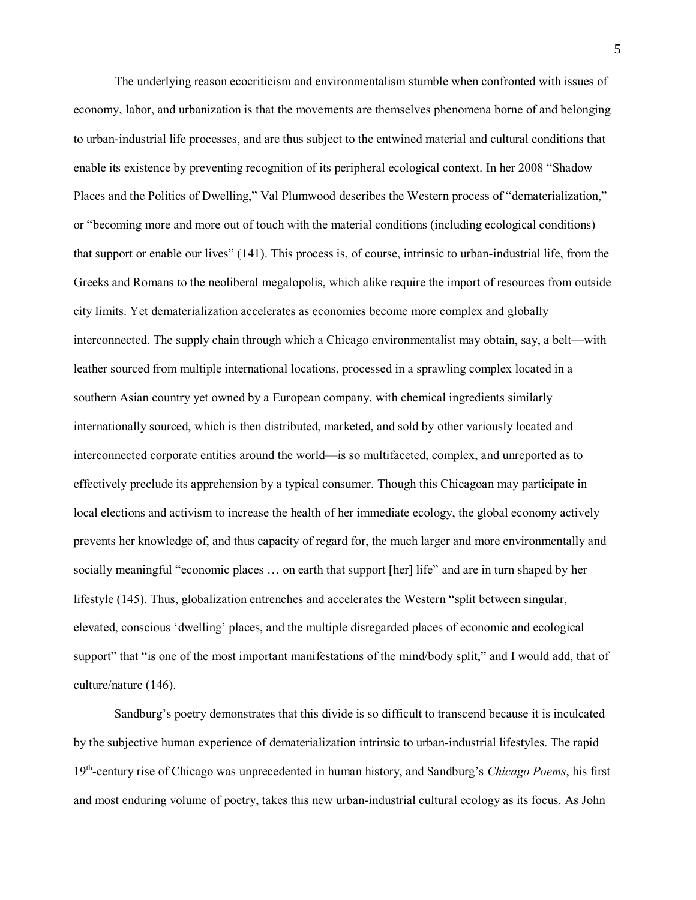The underlying reason ecocriticism and environmentalism stumble when confronted with issues of economy, labor, and urbanization is that the movements are themselves phenomena borne of and belonging to urban-industrial life processes, and are thus subject to the entwined material and cultural conditions that enable its existence by preventing recognition of its peripheral ecological context. In her 2008 "Shadow Places and the Politics of Dwelling," Val Plumwood describes the Western process of "dematerialization," or "becoming more and more out of touch with the material conditions (including ecological conditions) that support or enable our lives" (141). This process is, of course, intrinsic to urban-industrial life, from the Greeks and Romans to the neoliberal megalopolis, which alike require the import of resources from outside city limits. Yet dematerialization accelerates as economies become more complex and globally interconnected. The supply chain through which a Chicago environmentalist may obtain, say, a belt—with leather sourced from multiple international locations, processed in a sprawling complex located in a southern Asian country yet owned by a European company, with chemical ingredients similarly internationally sourced, which is then distributed, marketed, and sold by other variously located and interconnected corporate entities around the world—is so multifaceted, complex, and unreported as to effectively preclude its apprehension by a typical consumer. Though this Chicagoan may participate in local elections and activism to increase the health of her immediate ecology, the global economy actively prevents her knowledge of, and thus capacity of regard for, the much larger and more environmentally and socially meaningful "economic places … on earth that support [her] life" and are in turn shaped by her lifestyle (145). Thus, globalization entrenches and accelerates the Western "split between singular, elevated, conscious 'dwelling' places, and the multiple disregarded places of economic and ecological support" that "is one of the most important manifestations of the mind/body split," and I would add, that of culture/nature (146).

Sandburg's poetry demonstrates that this divide is so difficult to transcend because it is inculcated by the subjective human experience of dematerialization intrinsic to urban-industrial lifestyles. The rapid 19th-century rise of Chicago was unprecedented in human history, and Sandburg's *Chicago Poems*, his first and most enduring volume of poetry, takes this new urban-industrial cultural ecology as its focus. As John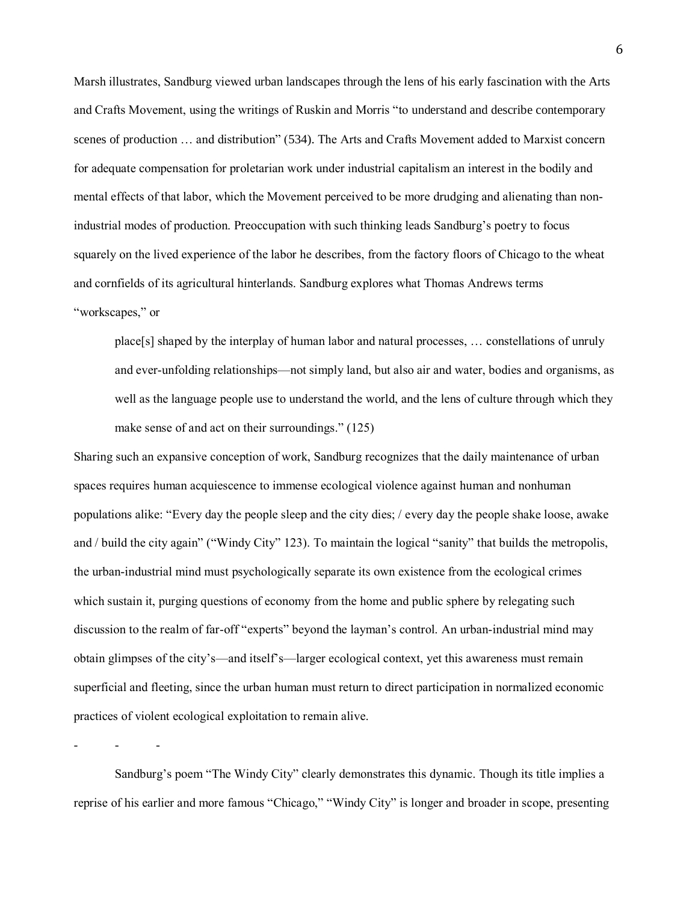Marsh illustrates, Sandburg viewed urban landscapes through the lens of his early fascination with the Arts and Crafts Movement, using the writings of Ruskin and Morris "to understand and describe contemporary scenes of production … and distribution" (534). The Arts and Crafts Movement added to Marxist concern for adequate compensation for proletarian work under industrial capitalism an interest in the bodily and mental effects of that labor, which the Movement perceived to be more drudging and alienating than non-industrial modes of production. Preoccupation with such thinking leads Sandburg's poetry to focus squarely on the lived experience of the labor he describes, from the factory floors of Chicago to the wheat and cornfields of its agricultural hinterlands. Sandburg explores what Thomas Andrews terms "workscapes," or

> place[s] shaped by the interplay of human labor and natural processes, … constellations of unruly and ever-unfolding relationships—not simply land, but also air and water, bodies and organisms, as well as the language people use to understand the world, and the lens of culture through which they make sense of and act on their surroundings." (125)

Sharing such an expansive conception of work, Sandburg recognizes that the daily maintenance of urban spaces requires human acquiescence to immense ecological violence against human and nonhuman populations alike: "Every day the people sleep and the city dies; / every day the people shake loose, awake and / build the city again" ("Windy City" 123). To maintain the logical "sanity" that builds the metropolis, the urban-industrial mind must psychologically separate its own existence from the ecological crimes which sustain it, purging questions of economy from the home and public sphere by relegating such discussion to the realm of far-off "experts" beyond the layman's control. An urban-industrial mind may obtain glimpses of the city's—and itself's—larger ecological context, yet this awareness must remain superficial and fleeting, since the urban human must return to direct participation in normalized economic practices of violent ecological exploitation to remain alive.

\- - -

Sandburg's poem "The Windy City" clearly demonstrates this dynamic. Though its title implies a reprise of his earlier and more famous "Chicago," "Windy City" is longer and broader in scope, presenting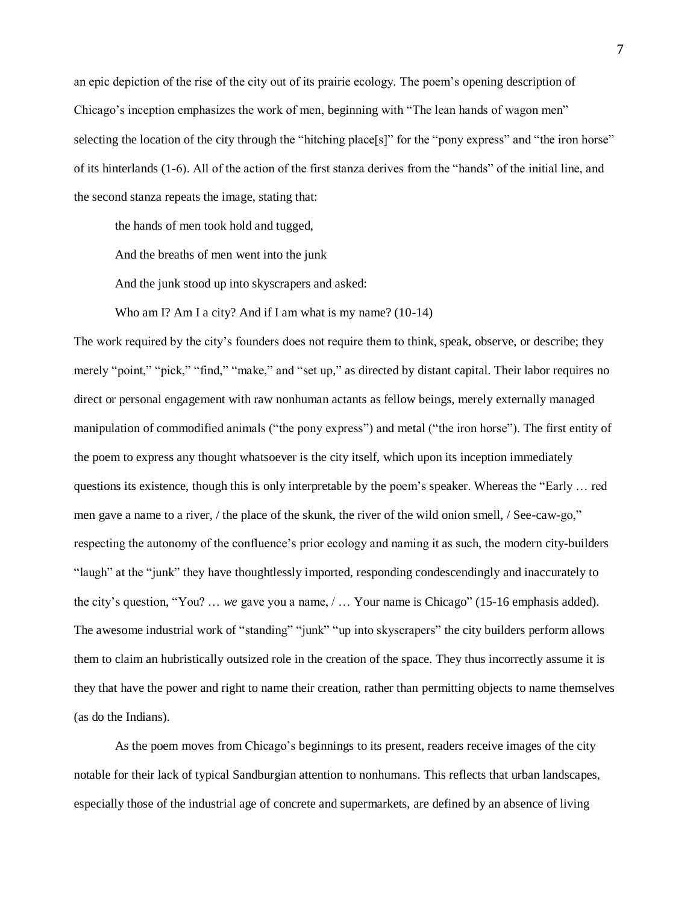an epic depiction of the rise of the city out of its prairie ecology. The poem's opening description of Chicago's inception emphasizes the work of men, beginning with "The lean hands of wagon men" selecting the location of the city through the "hitching place[s]" for the "pony express" and "the iron horse" of its hinterlands (1-6). All of the action of the first stanza derives from the "hands" of the initial line, and the second stanza repeats the image, stating that:

> the hands of men took hold and tugged,
>
> And the breaths of men went into the junk
>
> And the junk stood up into skyscrapers and asked:
>
> Who am I? Am I a city? And if I am what is my name? (10-14)

The work required by the city's founders does not require them to think, speak, observe, or describe; they merely "point," "pick," "find," "make," and "set up," as directed by distant capital. Their labor requires no direct or personal engagement with raw nonhuman actants as fellow beings, merely externally managed manipulation of commodified animals ("the pony express") and metal ("the iron horse"). The first entity of the poem to express any thought whatsoever is the city itself, which upon its inception immediately questions its existence, though this is only interpretable by the poem's speaker. Whereas the "Early … red men gave a name to a river, / the place of the skunk, the river of the wild onion smell, / See-caw-go," respecting the autonomy of the confluence's prior ecology and naming it as such, the modern city-builders "laugh" at the "junk" they have thoughtlessly imported, responding condescendingly and inaccurately to the city's question, "You? … *we* gave you a name, / … Your name is Chicago" (15-16 emphasis added). The awesome industrial work of "standing" "junk" "up into skyscrapers" the city builders perform allows them to claim an hubristically outsized role in the creation of the space. They thus incorrectly assume it is they that have the power and right to name their creation, rather than permitting objects to name themselves (as do the Indians).

As the poem moves from Chicago's beginnings to its present, readers receive images of the city notable for their lack of typical Sandburgian attention to nonhumans. This reflects that urban landscapes, especially those of the industrial age of concrete and supermarkets, are defined by an absence of living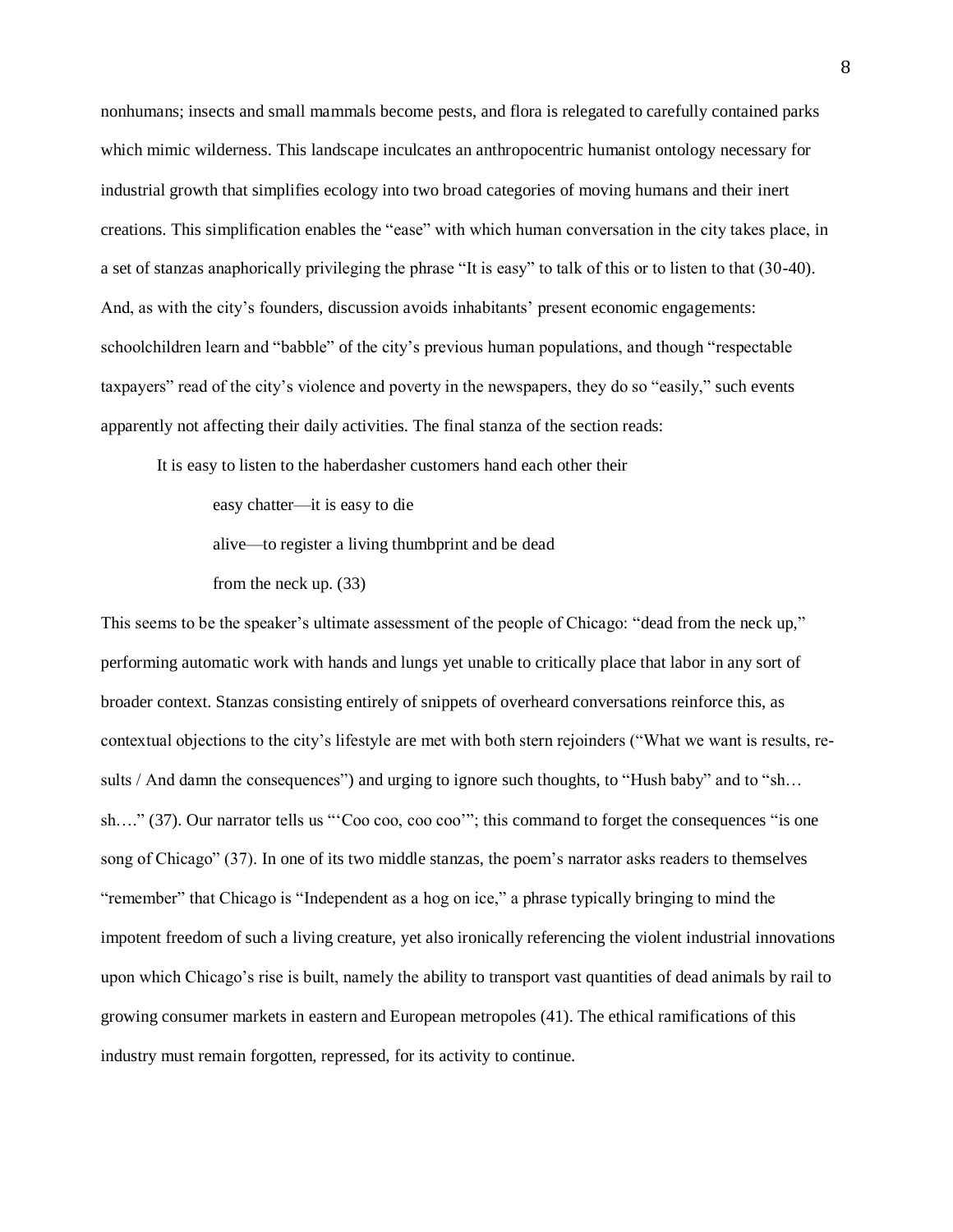nonhumans; insects and small mammals become pests, and flora is relegated to carefully contained parks which mimic wilderness. This landscape inculcates an anthropocentric humanist ontology necessary for industrial growth that simplifies ecology into two broad categories of moving humans and their inert creations. This simplification enables the "ease" with which human conversation in the city takes place, in a set of stanzas anaphorically privileging the phrase "It is easy" to talk of this or to listen to that (30-40). And, as with the city's founders, discussion avoids inhabitants' present economic engagements: schoolchildren learn and "babble" of the city's previous human populations, and though "respectable taxpayers" read of the city's violence and poverty in the newspapers, they do so "easily," such events apparently not affecting their daily activities. The final stanza of the section reads:

> It is easy to listen to the haberdasher customers hand each other their
>
> easy chatter—it is easy to die
>
> alive—to register a living thumbprint and be dead
>
> from the neck up. (33)

This seems to be the speaker's ultimate assessment of the people of Chicago: "dead from the neck up," performing automatic work with hands and lungs yet unable to critically place that labor in any sort of broader context. Stanzas consisting entirely of snippets of overheard conversations reinforce this, as contextual objections to the city's lifestyle are met with both stern rejoinders ("What we want is results, re-sults / And damn the consequences") and urging to ignore such thoughts, to "Hush baby" and to "sh… sh…." (37). Our narrator tells us "'Coo coo, coo coo'"; this command to forget the consequences "is one song of Chicago" (37). In one of its two middle stanzas, the poem's narrator asks readers to themselves "remember" that Chicago is "Independent as a hog on ice," a phrase typically bringing to mind the impotent freedom of such a living creature, yet also ironically referencing the violent industrial innovations upon which Chicago's rise is built, namely the ability to transport vast quantities of dead animals by rail to growing consumer markets in eastern and European metropoles (41). The ethical ramifications of this industry must remain forgotten, repressed, for its activity to continue.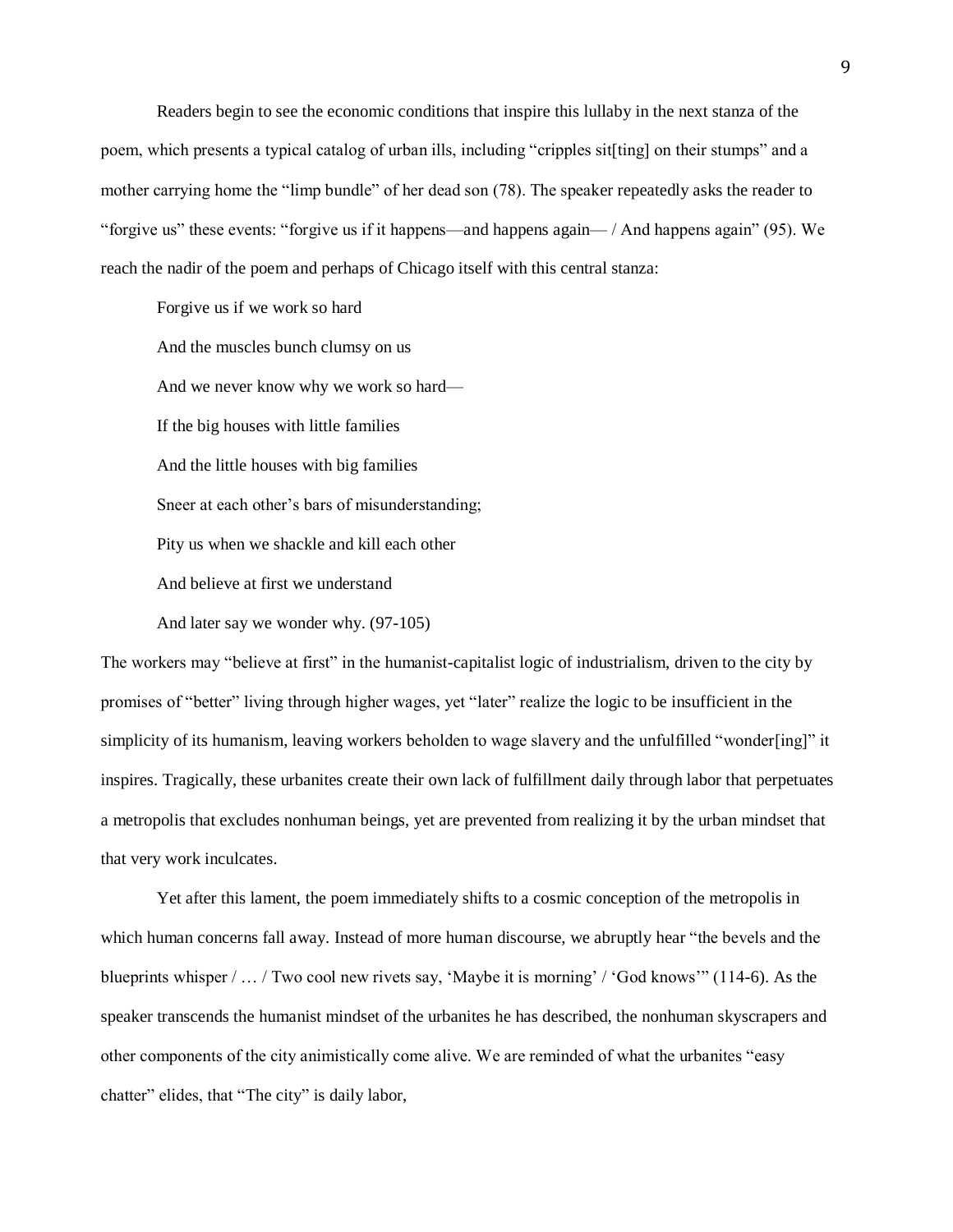Readers begin to see the economic conditions that inspire this lullaby in the next stanza of the poem, which presents a typical catalog of urban ills, including "cripples sit[ting] on their stumps" and a mother carrying home the "limp bundle" of her dead son (78). The speaker repeatedly asks the reader to "forgive us" these events: "forgive us if it happens—and happens again— / And happens again" (95). We reach the nadir of the poem and perhaps of Chicago itself with this central stanza:

> Forgive us if we work so hard
>
> And the muscles bunch clumsy on us
>
> And we never know why we work so hard—
>
> If the big houses with little families
>
> And the little houses with big families
>
> Sneer at each other's bars of misunderstanding;
>
> Pity us when we shackle and kill each other
>
> And believe at first we understand
>
> And later say we wonder why. (97-105)

The workers may "believe at first" in the humanist-capitalist logic of industrialism, driven to the city by promises of "better" living through higher wages, yet "later" realize the logic to be insufficient in the simplicity of its humanism, leaving workers beholden to wage slavery and the unfulfilled "wonder[ing]" it inspires. Tragically, these urbanites create their own lack of fulfillment daily through labor that perpetuates a metropolis that excludes nonhuman beings, yet are prevented from realizing it by the urban mindset that that very work inculcates.

Yet after this lament, the poem immediately shifts to a cosmic conception of the metropolis in which human concerns fall away. Instead of more human discourse, we abruptly hear "the bevels and the blueprints whisper / … / Two cool new rivets say, 'Maybe it is morning' / 'God knows'" (114-6). As the speaker transcends the humanist mindset of the urbanites he has described, the nonhuman skyscrapers and other components of the city animistically come alive. We are reminded of what the urbanites "easy chatter" elides, that "The city" is daily labor,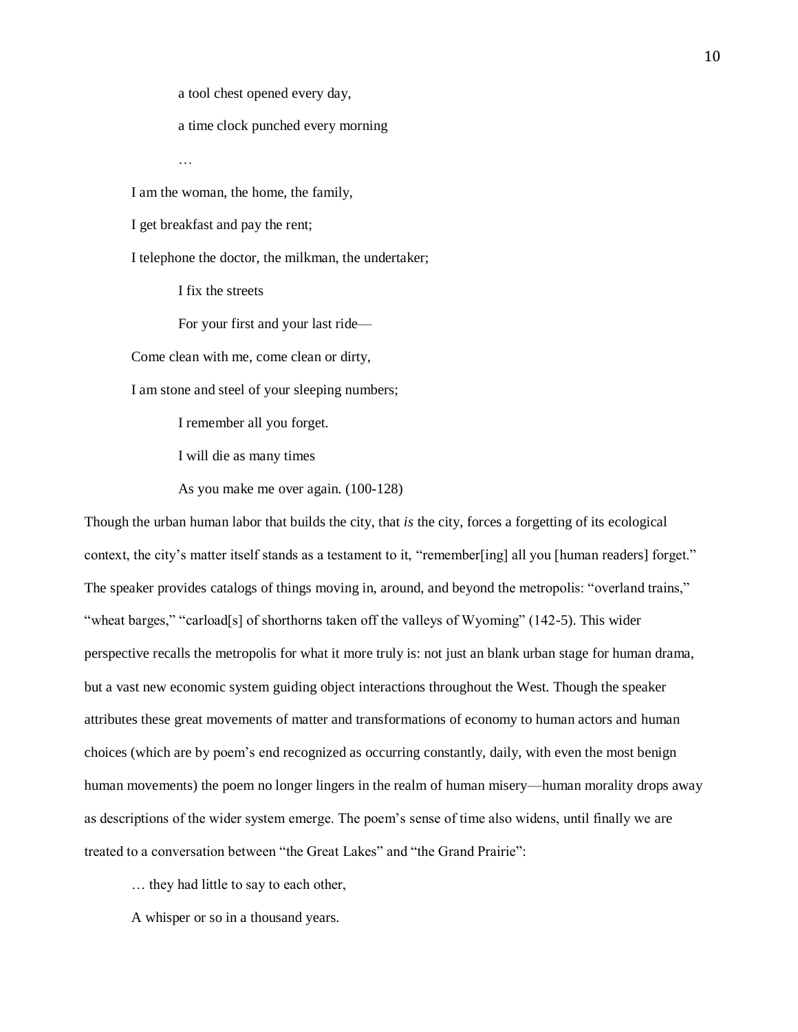> a tool chest opened every day,
>
> a time clock punched every morning
>
> …
>
> I am the woman, the home, the family,
>
> I get breakfast and pay the rent;
>
> I telephone the doctor, the milkman, the undertaker;
>
> I fix the streets
>
> For your first and your last ride—
>
> Come clean with me, come clean or dirty,
>
> I am stone and steel of your sleeping numbers;
>
> I remember all you forget.
>
> I will die as many times
>
> As you make me over again. (100-128)

Though the urban human labor that builds the city, that *is* the city, forces a forgetting of its ecological context, the city's matter itself stands as a testament to it, "remember[ing] all you [human readers] forget." The speaker provides catalogs of things moving in, around, and beyond the metropolis: "overland trains," "wheat barges," "carload[s] of shorthorns taken off the valleys of Wyoming" (142-5). This wider perspective recalls the metropolis for what it more truly is: not just an blank urban stage for human drama, but a vast new economic system guiding object interactions throughout the West. Though the speaker attributes these great movements of matter and transformations of economy to human actors and human choices (which are by poem's end recognized as occurring constantly, daily, with even the most benign human movements) the poem no longer lingers in the realm of human misery—human morality drops away as descriptions of the wider system emerge. The poem's sense of time also widens, until finally we are treated to a conversation between "the Great Lakes" and "the Grand Prairie":

> … they had little to say to each other,
>
> A whisper or so in a thousand years.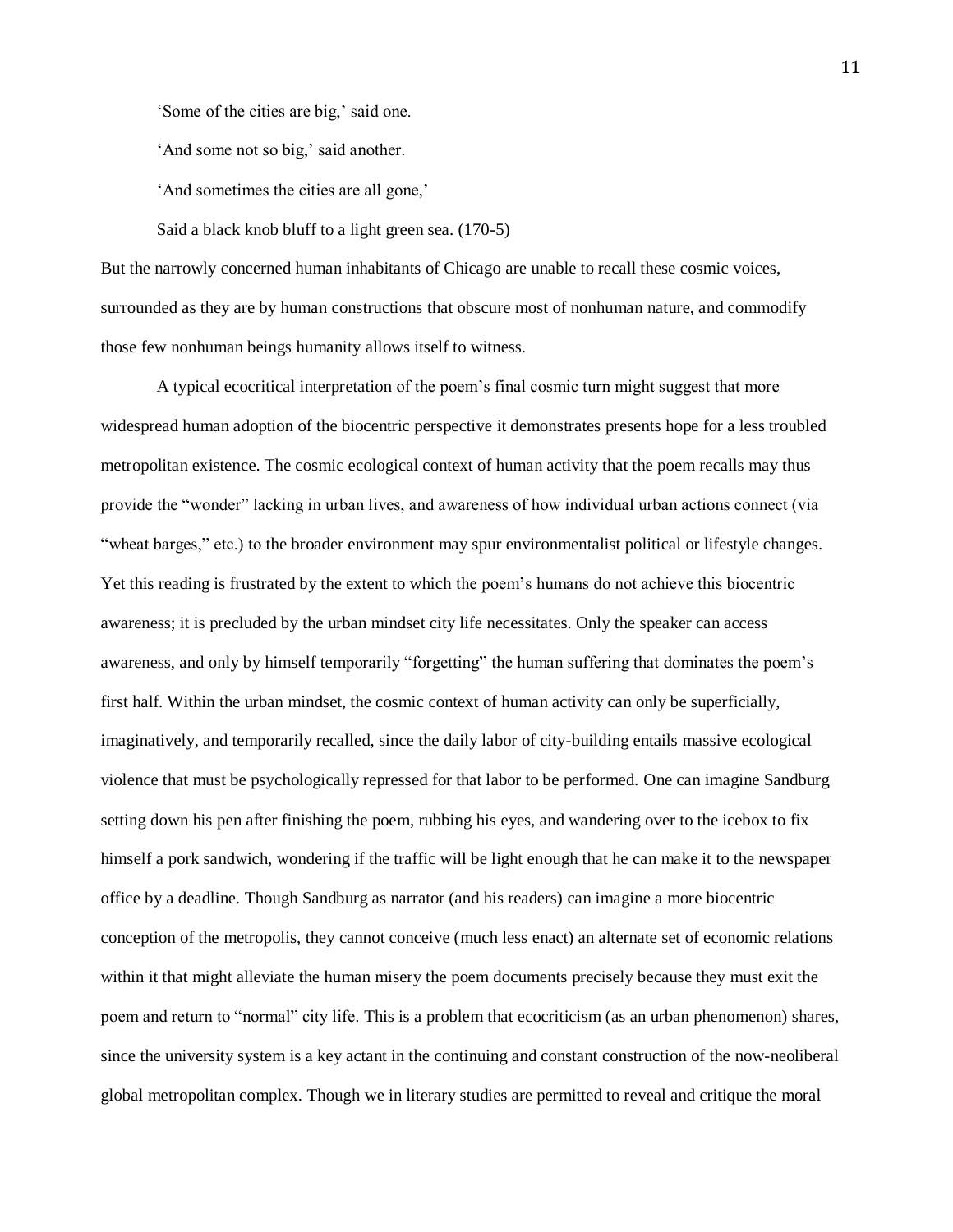'Some of the cities are big,' said one.

'And some not so big,' said another.

'And sometimes the cities are all gone,'

Said a black knob bluff to a light green sea. (170-5)

But the narrowly concerned human inhabitants of Chicago are unable to recall these cosmic voices, surrounded as they are by human constructions that obscure most of nonhuman nature, and commodify those few nonhuman beings humanity allows itself to witness.

A typical ecocritical interpretation of the poem's final cosmic turn might suggest that more widespread human adoption of the biocentric perspective it demonstrates presents hope for a less troubled metropolitan existence. The cosmic ecological context of human activity that the poem recalls may thus provide the "wonder" lacking in urban lives, and awareness of how individual urban actions connect (via "wheat barges," etc.) to the broader environment may spur environmentalist political or lifestyle changes. Yet this reading is frustrated by the extent to which the poem's humans do not achieve this biocentric awareness; it is precluded by the urban mindset city life necessitates. Only the speaker can access awareness, and only by himself temporarily "forgetting" the human suffering that dominates the poem's first half. Within the urban mindset, the cosmic context of human activity can only be superficially, imaginatively, and temporarily recalled, since the daily labor of city-building entails massive ecological violence that must be psychologically repressed for that labor to be performed. One can imagine Sandburg setting down his pen after finishing the poem, rubbing his eyes, and wandering over to the icebox to fix himself a pork sandwich, wondering if the traffic will be light enough that he can make it to the newspaper office by a deadline. Though Sandburg as narrator (and his readers) can imagine a more biocentric conception of the metropolis, they cannot conceive (much less enact) an alternate set of economic relations within it that might alleviate the human misery the poem documents precisely because they must exit the poem and return to "normal" city life. This is a problem that ecocriticism (as an urban phenomenon) shares, since the university system is a key actant in the continuing and constant construction of the now-neoliberal global metropolitan complex. Though we in literary studies are permitted to reveal and critique the moral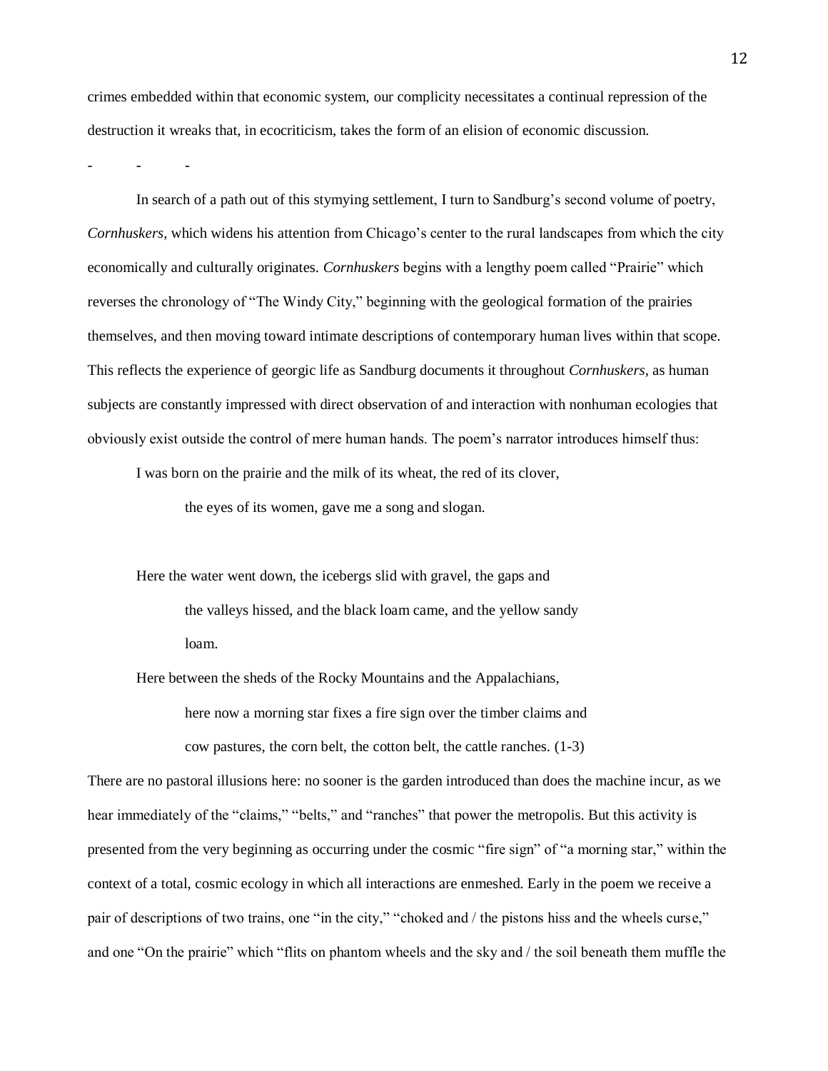crimes embedded within that economic system, our complicity necessitates a continual repression of the destruction it wreaks that, in ecocriticism, takes the form of an elision of economic discussion.

- - -

In search of a path out of this stymying settlement, I turn to Sandburg's second volume of poetry, *Cornhuskers*, which widens his attention from Chicago's center to the rural landscapes from which the city economically and culturally originates. *Cornhuskers* begins with a lengthy poem called "Prairie" which reverses the chronology of "The Windy City," beginning with the geological formation of the prairies themselves, and then moving toward intimate descriptions of contemporary human lives within that scope. This reflects the experience of georgic life as Sandburg documents it throughout *Cornhuskers*, as human subjects are constantly impressed with direct observation of and interaction with nonhuman ecologies that obviously exist outside the control of mere human hands. The poem's narrator introduces himself thus:

> I was born on the prairie and the milk of its wheat, the red of its clover,
>
> the eyes of its women, gave me a song and slogan.
>
> Here the water went down, the icebergs slid with gravel, the gaps and
>
> the valleys hissed, and the black loam came, and the yellow sandy
>
> loam.
>
> Here between the sheds of the Rocky Mountains and the Appalachians,
>
> here now a morning star fixes a fire sign over the timber claims and
>
> cow pastures, the corn belt, the cotton belt, the cattle ranches. (1-3)

There are no pastoral illusions here: no sooner is the garden introduced than does the machine incur, as we hear immediately of the "claims," "belts," and "ranches" that power the metropolis. But this activity is presented from the very beginning as occurring under the cosmic "fire sign" of "a morning star," within the context of a total, cosmic ecology in which all interactions are enmeshed. Early in the poem we receive a pair of descriptions of two trains, one "in the city," "choked and / the pistons hiss and the wheels curse," and one "On the prairie" which "flits on phantom wheels and the sky and / the soil beneath them muffle the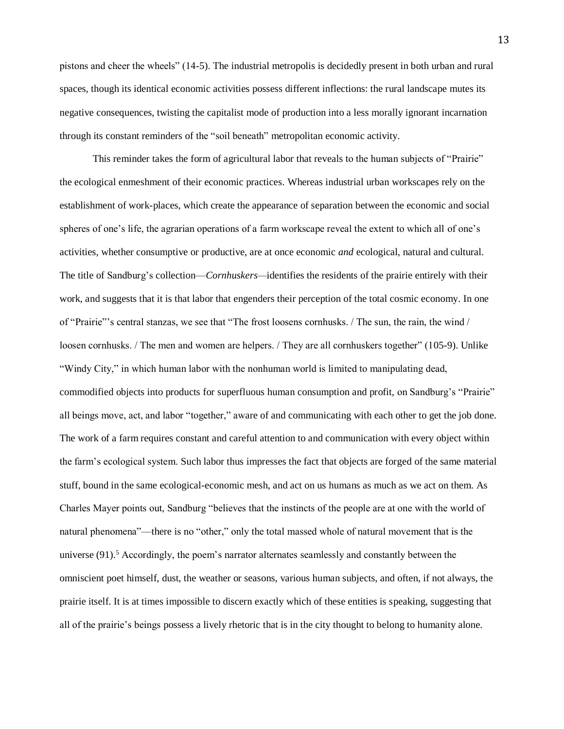pistons and cheer the wheels" (14-5). The industrial metropolis is decidedly present in both urban and rural spaces, though its identical economic activities possess different inflections: the rural landscape mutes its negative consequences, twisting the capitalist mode of production into a less morally ignorant incarnation through its constant reminders of the "soil beneath" metropolitan economic activity.

This reminder takes the form of agricultural labor that reveals to the human subjects of "Prairie" the ecological enmeshment of their economic practices. Whereas industrial urban workscapes rely on the establishment of work-places, which create the appearance of separation between the economic and social spheres of one's life, the agrarian operations of a farm workscape reveal the extent to which all of one's activities, whether consumptive or productive, are at once economic *and* ecological, natural and cultural. The title of Sandburg's collection—*Cornhuskers*—identifies the residents of the prairie entirely with their work, and suggests that it is that labor that engenders their perception of the total cosmic economy. In one of "Prairie"'s central stanzas, we see that "The frost loosens cornhusks. / The sun, the rain, the wind / loosen cornhusks. / The men and women are helpers. / They are all cornhuskers together" (105-9). Unlike "Windy City," in which human labor with the nonhuman world is limited to manipulating dead, commodified objects into products for superfluous human consumption and profit, on Sandburg's "Prairie" all beings move, act, and labor "together," aware of and communicating with each other to get the job done. The work of a farm requires constant and careful attention to and communication with every object within the farm's ecological system. Such labor thus impresses the fact that objects are forged of the same material stuff, bound in the same ecological-economic mesh, and act on us humans as much as we act on them. As Charles Mayer points out, Sandburg "believes that the instincts of the people are at one with the world of natural phenomena"—there is no "other," only the total massed whole of natural movement that is the universe (91).[5] Accordingly, the poem's narrator alternates seamlessly and constantly between the omniscient poet himself, dust, the weather or seasons, various human subjects, and often, if not always, the prairie itself. It is at times impossible to discern exactly which of these entities is speaking, suggesting that all of the prairie's beings possess a lively rhetoric that is in the city thought to belong to humanity alone.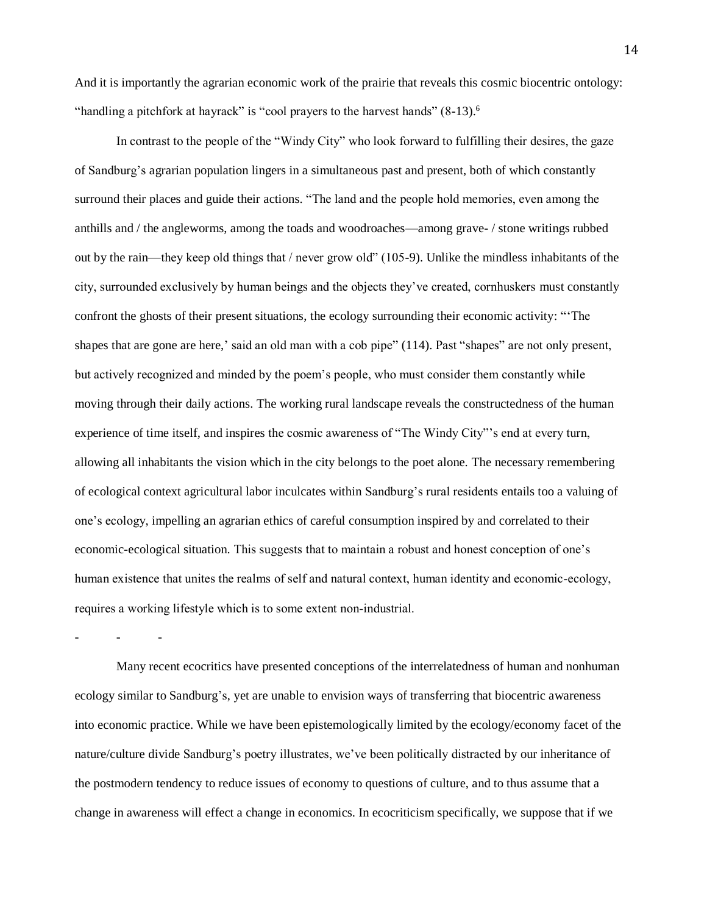And it is importantly the agrarian economic work of the prairie that reveals this cosmic biocentric ontology: "handling a pitchfork at hayrack" is "cool prayers to the harvest hands" (8-13).[6]

In contrast to the people of the "Windy City" who look forward to fulfilling their desires, the gaze of Sandburg's agrarian population lingers in a simultaneous past and present, both of which constantly surround their places and guide their actions. "The land and the people hold memories, even among the anthills and / the angleworms, among the toads and woodroaches—among grave- / stone writings rubbed out by the rain—they keep old things that / never grow old" (105-9). Unlike the mindless inhabitants of the city, surrounded exclusively by human beings and the objects they've created, cornhuskers must constantly confront the ghosts of their present situations, the ecology surrounding their economic activity: "'The shapes that are gone are here,' said an old man with a cob pipe" (114). Past "shapes" are not only present, but actively recognized and minded by the poem's people, who must consider them constantly while moving through their daily actions. The working rural landscape reveals the constructedness of the human experience of time itself, and inspires the cosmic awareness of "The Windy City"'s end at every turn, allowing all inhabitants the vision which in the city belongs to the poet alone. The necessary remembering of ecological context agricultural labor inculcates within Sandburg's rural residents entails too a valuing of one's ecology, impelling an agrarian ethics of careful consumption inspired by and correlated to their economic-ecological situation. This suggests that to maintain a robust and honest conception of one's human existence that unites the realms of self and natural context, human identity and economic-ecology, requires a working lifestyle which is to some extent non-industrial.

\- - -

Many recent ecocritics have presented conceptions of the interrelatedness of human and nonhuman ecology similar to Sandburg's, yet are unable to envision ways of transferring that biocentric awareness into economic practice. While we have been epistemologically limited by the ecology/economy facet of the nature/culture divide Sandburg's poetry illustrates, we've been politically distracted by our inheritance of the postmodern tendency to reduce issues of economy to questions of culture, and to thus assume that a change in awareness will effect a change in economics. In ecocriticism specifically, we suppose that if we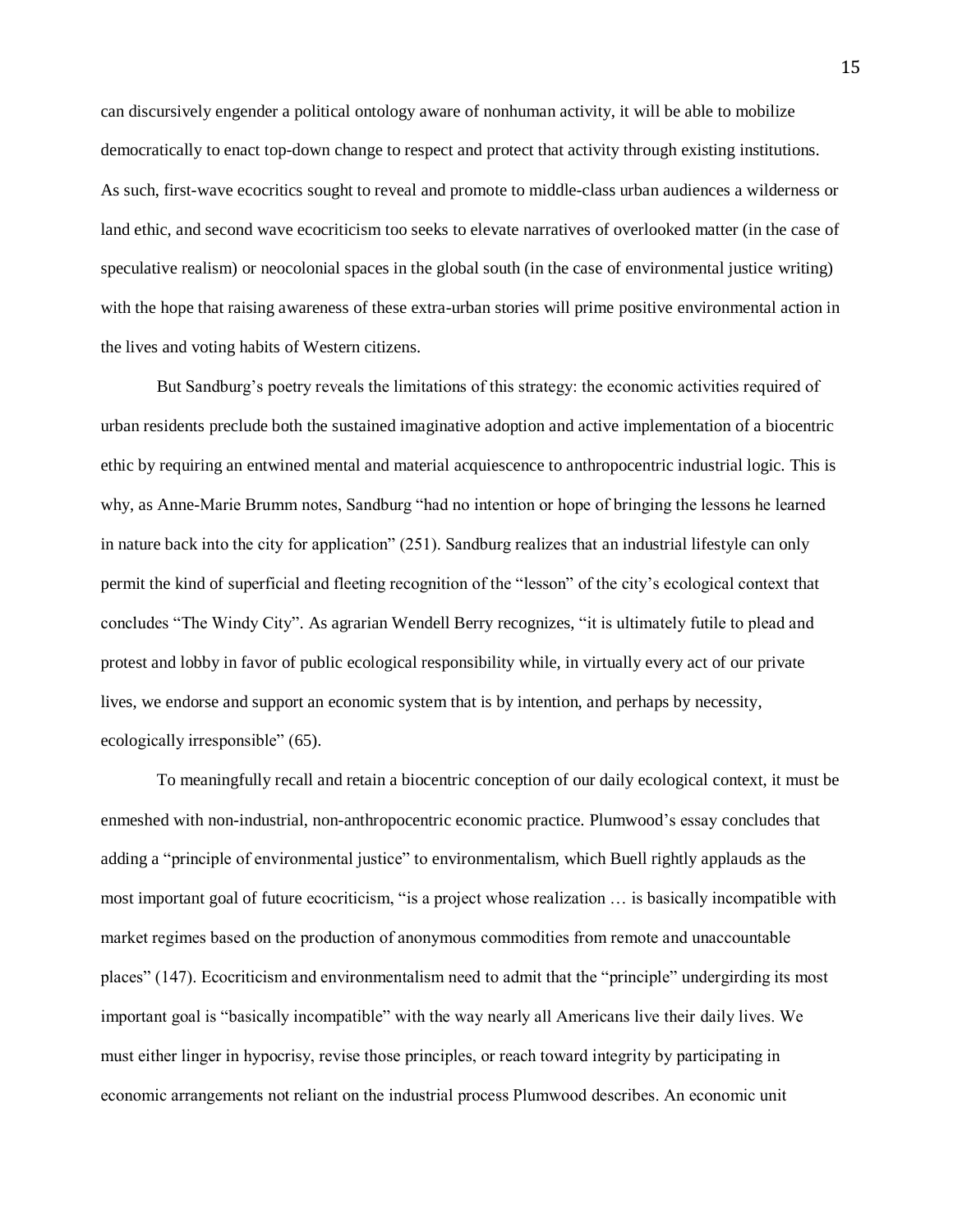can discursively engender a political ontology aware of nonhuman activity, it will be able to mobilize democratically to enact top-down change to respect and protect that activity through existing institutions. As such, first-wave ecocritics sought to reveal and promote to middle-class urban audiences a wilderness or land ethic, and second wave ecocriticism too seeks to elevate narratives of overlooked matter (in the case of speculative realism) or neocolonial spaces in the global south (in the case of environmental justice writing) with the hope that raising awareness of these extra-urban stories will prime positive environmental action in the lives and voting habits of Western citizens.

But Sandburg's poetry reveals the limitations of this strategy: the economic activities required of urban residents preclude both the sustained imaginative adoption and active implementation of a biocentric ethic by requiring an entwined mental and material acquiescence to anthropocentric industrial logic. This is why, as Anne-Marie Brumm notes, Sandburg "had no intention or hope of bringing the lessons he learned in nature back into the city for application" (251). Sandburg realizes that an industrial lifestyle can only permit the kind of superficial and fleeting recognition of the "lesson" of the city's ecological context that concludes "The Windy City". As agrarian Wendell Berry recognizes, "it is ultimately futile to plead and protest and lobby in favor of public ecological responsibility while, in virtually every act of our private lives, we endorse and support an economic system that is by intention, and perhaps by necessity, ecologically irresponsible" (65).

To meaningfully recall and retain a biocentric conception of our daily ecological context, it must be enmeshed with non-industrial, non-anthropocentric economic practice. Plumwood's essay concludes that adding a "principle of environmental justice" to environmentalism, which Buell rightly applauds as the most important goal of future ecocriticism, "is a project whose realization … is basically incompatible with market regimes based on the production of anonymous commodities from remote and unaccountable places" (147). Ecocriticism and environmentalism need to admit that the "principle" undergirding its most important goal is "basically incompatible" with the way nearly all Americans live their daily lives. We must either linger in hypocrisy, revise those principles, or reach toward integrity by participating in economic arrangements not reliant on the industrial process Plumwood describes. An economic unit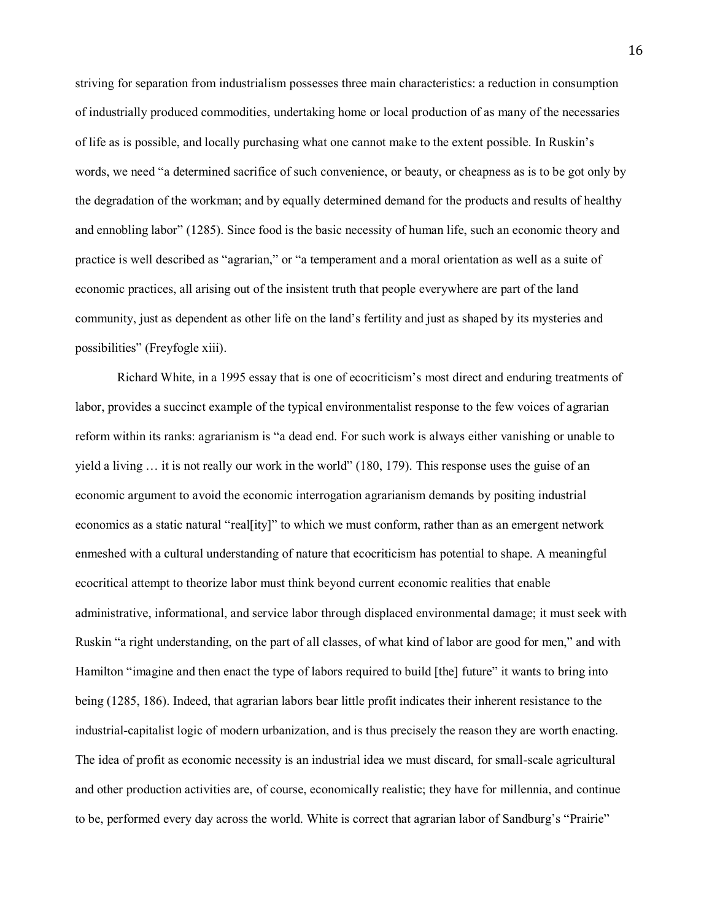striving for separation from industrialism possesses three main characteristics: a reduction in consumption of industrially produced commodities, undertaking home or local production of as many of the necessaries of life as is possible, and locally purchasing what one cannot make to the extent possible. In Ruskin's words, we need "a determined sacrifice of such convenience, or beauty, or cheapness as is to be got only by the degradation of the workman; and by equally determined demand for the products and results of healthy and ennobling labor" (1285). Since food is the basic necessity of human life, such an economic theory and practice is well described as "agrarian," or "a temperament and a moral orientation as well as a suite of economic practices, all arising out of the insistent truth that people everywhere are part of the land community, just as dependent as other life on the land's fertility and just as shaped by its mysteries and possibilities" (Freyfogle xiii).

Richard White, in a 1995 essay that is one of ecocriticism's most direct and enduring treatments of labor, provides a succinct example of the typical environmentalist response to the few voices of agrarian reform within its ranks: agrarianism is "a dead end. For such work is always either vanishing or unable to yield a living … it is not really our work in the world" (180, 179). This response uses the guise of an economic argument to avoid the economic interrogation agrarianism demands by positing industrial economics as a static natural "real[ity]" to which we must conform, rather than as an emergent network enmeshed with a cultural understanding of nature that ecocriticism has potential to shape. A meaningful ecocritical attempt to theorize labor must think beyond current economic realities that enable administrative, informational, and service labor through displaced environmental damage; it must seek with Ruskin "a right understanding, on the part of all classes, of what kind of labor are good for men," and with Hamilton "imagine and then enact the type of labors required to build [the] future" it wants to bring into being (1285, 186). Indeed, that agrarian labors bear little profit indicates their inherent resistance to the industrial-capitalist logic of modern urbanization, and is thus precisely the reason they are worth enacting. The idea of profit as economic necessity is an industrial idea we must discard, for small-scale agricultural and other production activities are, of course, economically realistic; they have for millennia, and continue to be, performed every day across the world. White is correct that agrarian labor of Sandburg's "Prairie"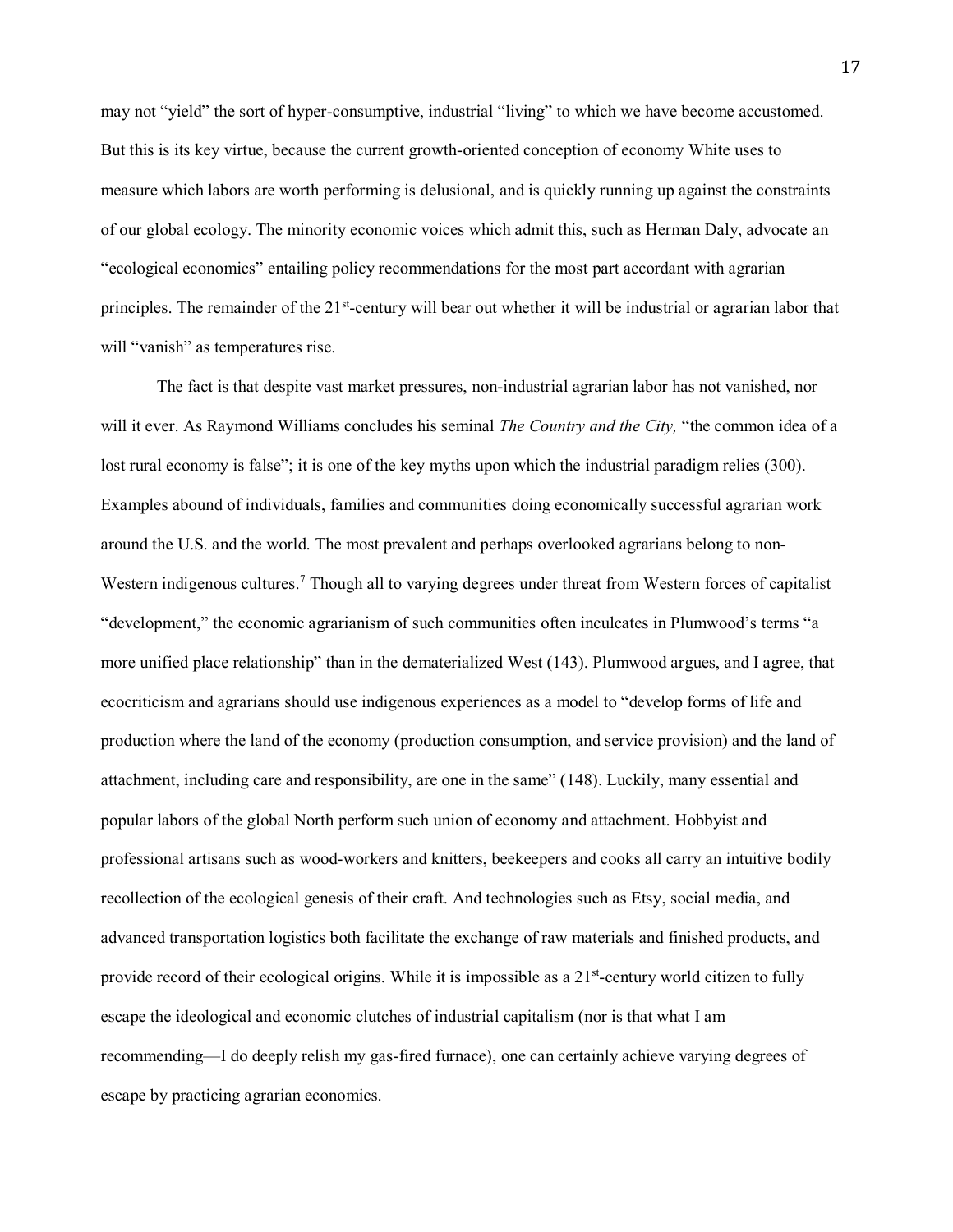may not "yield" the sort of hyper-consumptive, industrial "living" to which we have become accustomed. But this is its key virtue, because the current growth-oriented conception of economy White uses to measure which labors are worth performing is delusional, and is quickly running up against the constraints of our global ecology. The minority economic voices which admit this, such as Herman Daly, advocate an "ecological economics" entailing policy recommendations for the most part accordant with agrarian principles. The remainder of the 21st-century will bear out whether it will be industrial or agrarian labor that will "vanish" as temperatures rise.

The fact is that despite vast market pressures, non-industrial agrarian labor has not vanished, nor will it ever. As Raymond Williams concludes his seminal *The Country and the City,* "the common idea of a lost rural economy is false"; it is one of the key myths upon which the industrial paradigm relies (300). Examples abound of individuals, families and communities doing economically successful agrarian work around the U.S. and the world. The most prevalent and perhaps overlooked agrarians belong to non-Western indigenous cultures.[7] Though all to varying degrees under threat from Western forces of capitalist "development," the economic agrarianism of such communities often inculcates in Plumwood's terms "a more unified place relationship" than in the dematerialized West (143). Plumwood argues, and I agree, that ecocriticism and agrarians should use indigenous experiences as a model to "develop forms of life and production where the land of the economy (production consumption, and service provision) and the land of attachment, including care and responsibility, are one in the same" (148). Luckily, many essential and popular labors of the global North perform such union of economy and attachment. Hobbyist and professional artisans such as wood-workers and knitters, beekeepers and cooks all carry an intuitive bodily recollection of the ecological genesis of their craft. And technologies such as Etsy, social media, and advanced transportation logistics both facilitate the exchange of raw materials and finished products, and provide record of their ecological origins. While it is impossible as a 21st-century world citizen to fully escape the ideological and economic clutches of industrial capitalism (nor is that what I am recommending—I do deeply relish my gas-fired furnace), one can certainly achieve varying degrees of escape by practicing agrarian economics.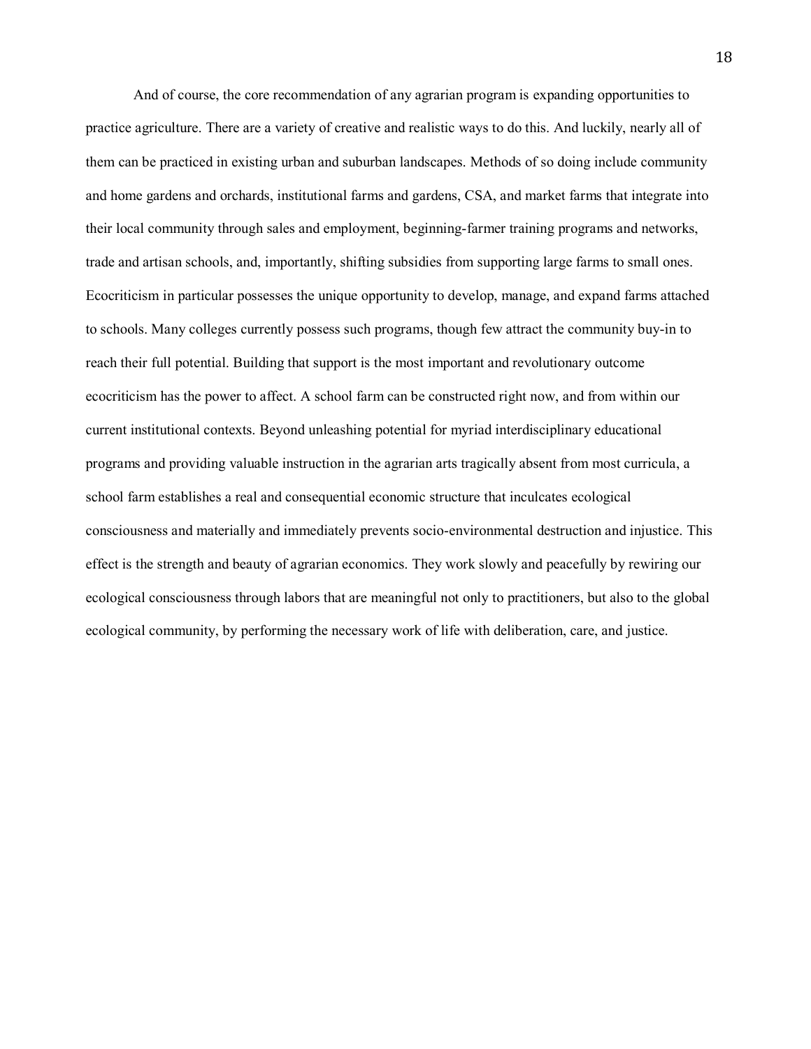And of course, the core recommendation of any agrarian program is expanding opportunities to practice agriculture. There are a variety of creative and realistic ways to do this. And luckily, nearly all of them can be practiced in existing urban and suburban landscapes. Methods of so doing include community and home gardens and orchards, institutional farms and gardens, CSA, and market farms that integrate into their local community through sales and employment, beginning-farmer training programs and networks, trade and artisan schools, and, importantly, shifting subsidies from supporting large farms to small ones. Ecocriticism in particular possesses the unique opportunity to develop, manage, and expand farms attached to schools. Many colleges currently possess such programs, though few attract the community buy-in to reach their full potential. Building that support is the most important and revolutionary outcome ecocriticism has the power to affect. A school farm can be constructed right now, and from within our current institutional contexts. Beyond unleashing potential for myriad interdisciplinary educational programs and providing valuable instruction in the agrarian arts tragically absent from most curricula, a school farm establishes a real and consequential economic structure that inculcates ecological consciousness and materially and immediately prevents socio-environmental destruction and injustice. This effect is the strength and beauty of agrarian economics. They work slowly and peacefully by rewiring our ecological consciousness through labors that are meaningful not only to practitioners, but also to the global ecological community, by performing the necessary work of life with deliberation, care, and justice.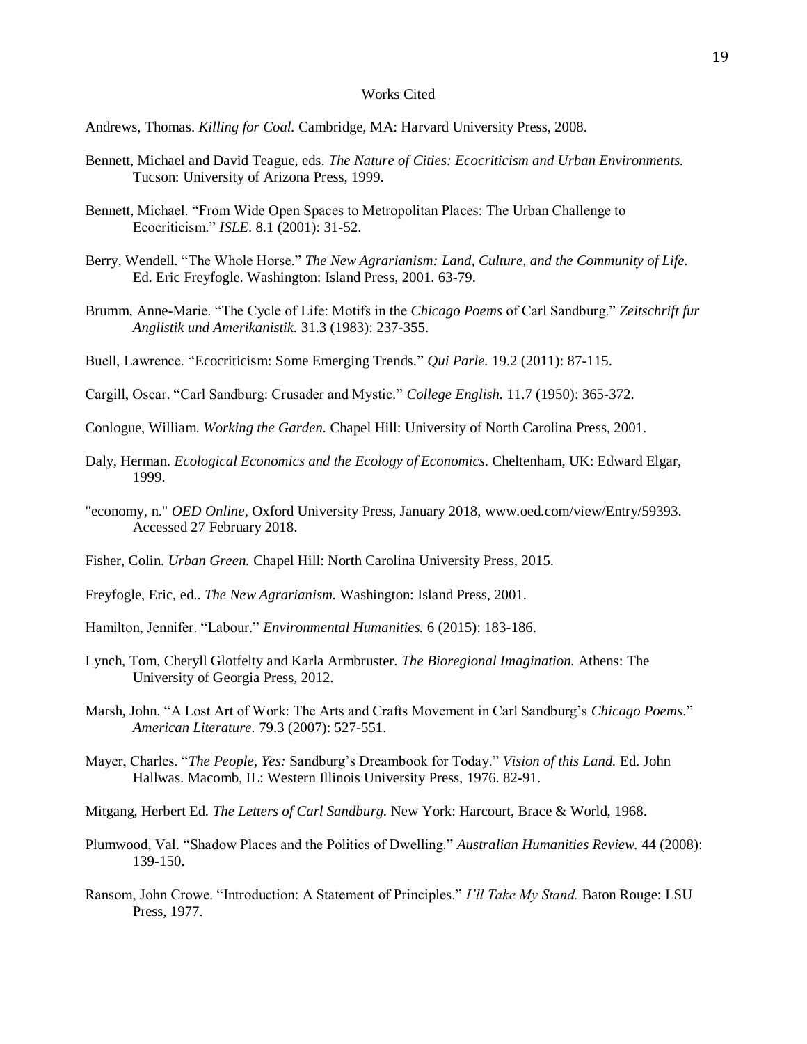# Works Cited

Andrews, Thomas. *Killing for Coal.* Cambridge, MA: Harvard University Press, 2008.

Bennett, Michael and David Teague, eds. *The Nature of Cities: Ecocriticism and Urban Environments.* Tucson: University of Arizona Press, 1999.

Bennett, Michael. "From Wide Open Spaces to Metropolitan Places: The Urban Challenge to Ecocriticism." *ISLE*. 8.1 (2001): 31-52.

Berry, Wendell. "The Whole Horse." *The New Agrarianism: Land, Culture, and the Community of Life.* Ed. Eric Freyfogle. Washington: Island Press, 2001. 63-79.

Brumm, Anne-Marie. "The Cycle of Life: Motifs in the *Chicago Poems* of Carl Sandburg." *Zeitschrift fur Anglistik und Amerikanistik.* 31.3 (1983): 237-355.

Buell, Lawrence. "Ecocriticism: Some Emerging Trends." *Qui Parle.* 19.2 (2011): 87-115.

Cargill, Oscar. "Carl Sandburg: Crusader and Mystic." *College English.* 11.7 (1950): 365-372.

Conlogue, William. *Working the Garden.* Chapel Hill: University of North Carolina Press, 2001.

Daly, Herman. *Ecological Economics and the Ecology of Economics.* Cheltenham, UK: Edward Elgar, 1999.

"economy, n." *OED Online*, Oxford University Press, January 2018, www.oed.com/view/Entry/59393. Accessed 27 February 2018.

Fisher, Colin. *Urban Green.* Chapel Hill: North Carolina University Press, 2015.

Freyfogle, Eric, ed.. *The New Agrarianism.* Washington: Island Press, 2001.

Hamilton, Jennifer. "Labour." *Environmental Humanities.* 6 (2015): 183-186.

Lynch, Tom, Cheryll Glotfelty and Karla Armbruster. *The Bioregional Imagination.* Athens: The University of Georgia Press, 2012.

Marsh, John. "A Lost Art of Work: The Arts and Crafts Movement in Carl Sandburg's *Chicago Poems*." *American Literature.* 79.3 (2007): 527-551.

Mayer, Charles. "*The People, Yes:* Sandburg's Dreambook for Today." *Vision of this Land.* Ed. John Hallwas. Macomb, IL: Western Illinois University Press, 1976. 82-91.

Mitgang, Herbert Ed. *The Letters of Carl Sandburg.* New York: Harcourt, Brace & World, 1968.

Plumwood, Val. "Shadow Places and the Politics of Dwelling." *Australian Humanities Review.* 44 (2008): 139-150.

Ransom, John Crowe. "Introduction: A Statement of Principles." *I'll Take My Stand.* Baton Rouge: LSU Press, 1977.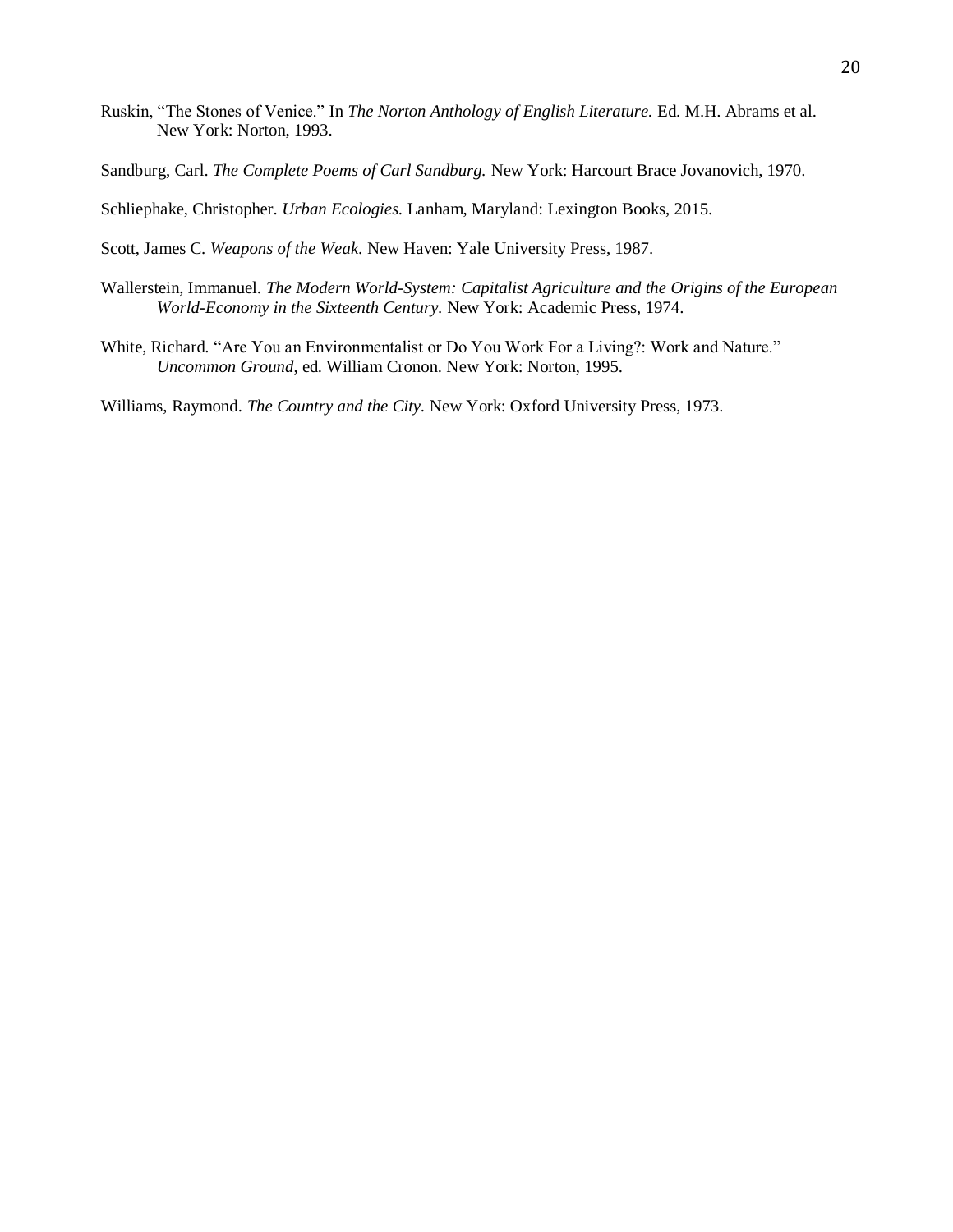Ruskin, "The Stones of Venice." In *The Norton Anthology of English Literature.* Ed. M.H. Abrams et al. New York: Norton, 1993.

Sandburg, Carl. *The Complete Poems of Carl Sandburg.* New York: Harcourt Brace Jovanovich, 1970.

Schliephake, Christopher. *Urban Ecologies.* Lanham, Maryland: Lexington Books, 2015.

Scott, James C. *Weapons of the Weak.* New Haven: Yale University Press, 1987.

Wallerstein, Immanuel. *The Modern World-System: Capitalist Agriculture and the Origins of the European World-Economy in the Sixteenth Century.* New York: Academic Press, 1974.

White, Richard. "Are You an Environmentalist or Do You Work For a Living?: Work and Nature." *Uncommon Ground*, ed. William Cronon. New York: Norton, 1995.

Williams, Raymond. *The Country and the City*. New York: Oxford University Press, 1973.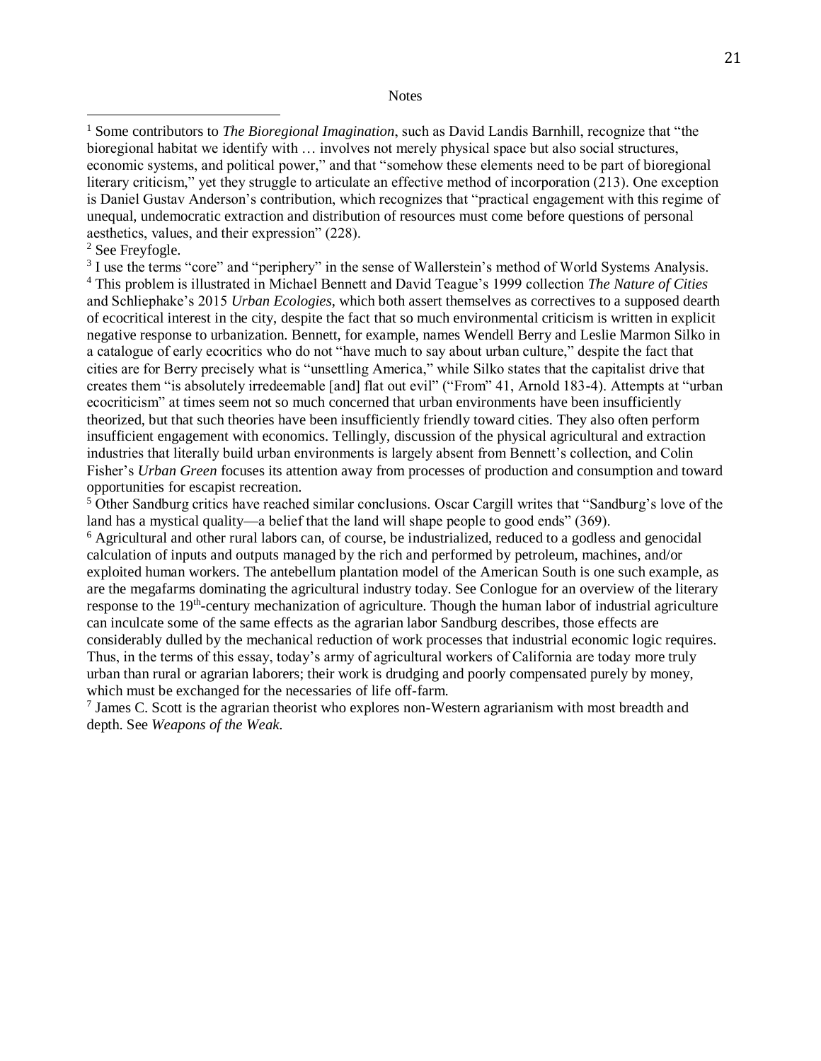Notes

[1] Some contributors to *The Bioregional Imagination*, such as David Landis Barnhill, recognize that "the bioregional habitat we identify with … involves not merely physical space but also social structures, economic systems, and political power," and that "somehow these elements need to be part of bioregional literary criticism," yet they struggle to articulate an effective method of incorporation (213). One exception is Daniel Gustav Anderson's contribution, which recognizes that "practical engagement with this regime of unequal, undemocratic extraction and distribution of resources must come before questions of personal aesthetics, values, and their expression" (228).

[2] See Freyfogle.

[3] I use the terms "core" and "periphery" in the sense of Wallerstein's method of World Systems Analysis.

[4] This problem is illustrated in Michael Bennett and David Teague's 1999 collection *The Nature of Cities* and Schliephake's 2015 *Urban Ecologies*, which both assert themselves as correctives to a supposed dearth of ecocritical interest in the city, despite the fact that so much environmental criticism is written in explicit negative response to urbanization. Bennett, for example, names Wendell Berry and Leslie Marmon Silko in a catalogue of early ecocritics who do not "have much to say about urban culture," despite the fact that cities are for Berry precisely what is "unsettling America," while Silko states that the capitalist drive that creates them "is absolutely irredeemable [and] flat out evil" ("From" 41, Arnold 183-4). Attempts at "urban ecocriticism" at times seem not so much concerned that urban environments have been insufficiently theorized, but that such theories have been insufficiently friendly toward cities. They also often perform insufficient engagement with economics. Tellingly, discussion of the physical agricultural and extraction industries that literally build urban environments is largely absent from Bennett's collection, and Colin Fisher's *Urban Green* focuses its attention away from processes of production and consumption and toward opportunities for escapist recreation.

[5] Other Sandburg critics have reached similar conclusions. Oscar Cargill writes that "Sandburg's love of the land has a mystical quality—a belief that the land will shape people to good ends" (369).

[6] Agricultural and other rural labors can, of course, be industrialized, reduced to a godless and genocidal calculation of inputs and outputs managed by the rich and performed by petroleum, machines, and/or exploited human workers. The antebellum plantation model of the American South is one such example, as are the megafarms dominating the agricultural industry today. See Conlogue for an overview of the literary response to the 19th-century mechanization of agriculture. Though the human labor of industrial agriculture can inculcate some of the same effects as the agrarian labor Sandburg describes, those effects are considerably dulled by the mechanical reduction of work processes that industrial economic logic requires. Thus, in the terms of this essay, today's army of agricultural workers of California are today more truly urban than rural or agrarian laborers; their work is drudging and poorly compensated purely by money, which must be exchanged for the necessaries of life off-farm.

[7] James C. Scott is the agrarian theorist who explores non-Western agrarianism with most breadth and depth. See *Weapons of the Weak*.